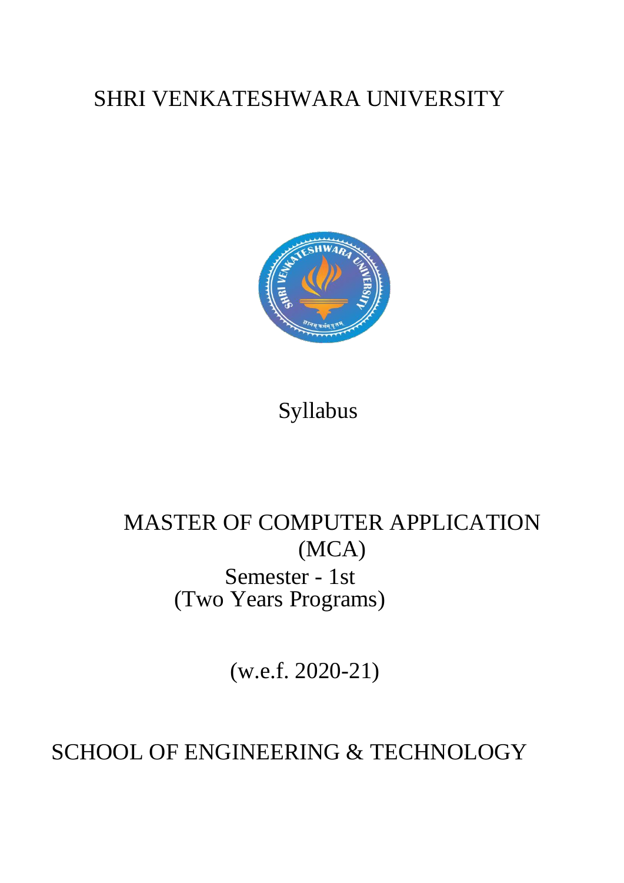# SHRI VENKATESHWARA UNIVERSITY

Syllabus

## MASTER OF COMPUTER APPLICATION (MCA)

Semester - 1st

(Two Years Programs)

(w.e.f. 2020-21)

## SCHOOL OF ENGINEERING & TECHNOLOGY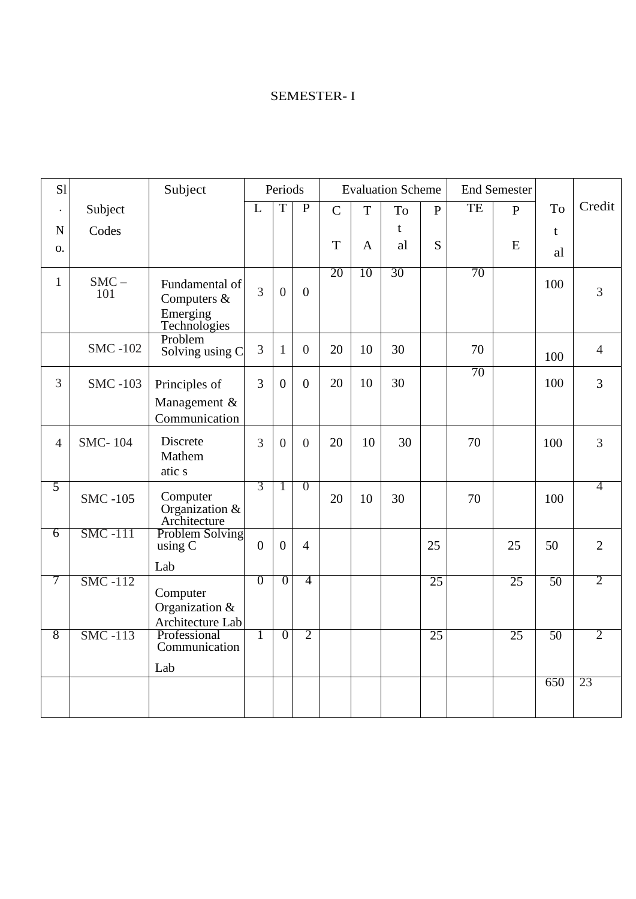SEMESTER- I

| Sl. No. | Subject Codes | Subject | Periods | | | Evaluation Scheme | | | | End Semester | | Total | Credit |
|---|---|---|---|---|---|---|---|---|---|---|---|---|---|
| | | | L | T | P | CT | TA | Total | PS | TE | PE | | |
| 1 | SMC – 101 | Fundamental of Computers & Emerging Technologies | 3 | 0 | 0 | 20 | 10 | 30 | | 70 | | 100 | 3 |
| | SMC -102 | Problem Solving using C | 3 | 1 | 0 | 20 | 10 | 30 | | 70 | | 100 | 4 |
| 3 | SMC -103 | Principles of Management & Communication | 3 | 0 | 0 | 20 | 10 | 30 | | 70 | | 100 | 3 |
| 4 | SMC- 104 | Discrete Mathem atic s | 3 | 0 | 0 | 20 | 10 | 30 | | 70 | | 100 | 3 |
| 5 | SMC -105 | Computer Organization & Architecture | 3 | 1 | 0 | 20 | 10 | 30 | | 70 | | 100 | 4 |
| 6 | SMC -111 | Problem Solving using C Lab | 0 | 0 | 4 | | | | 25 | | 25 | 50 | 2 |
| 7 | SMC -112 | Computer Organization & Architecture Lab | 0 | 0 | 4 | | | | 25 | | 25 | 50 | 2 |
| 8 | SMC -113 | Professional Communication Lab | 1 | 0 | 2 | | | | 25 | | 25 | 50 | 2 |
| | | | | | | | | | | | | 650 | 23 |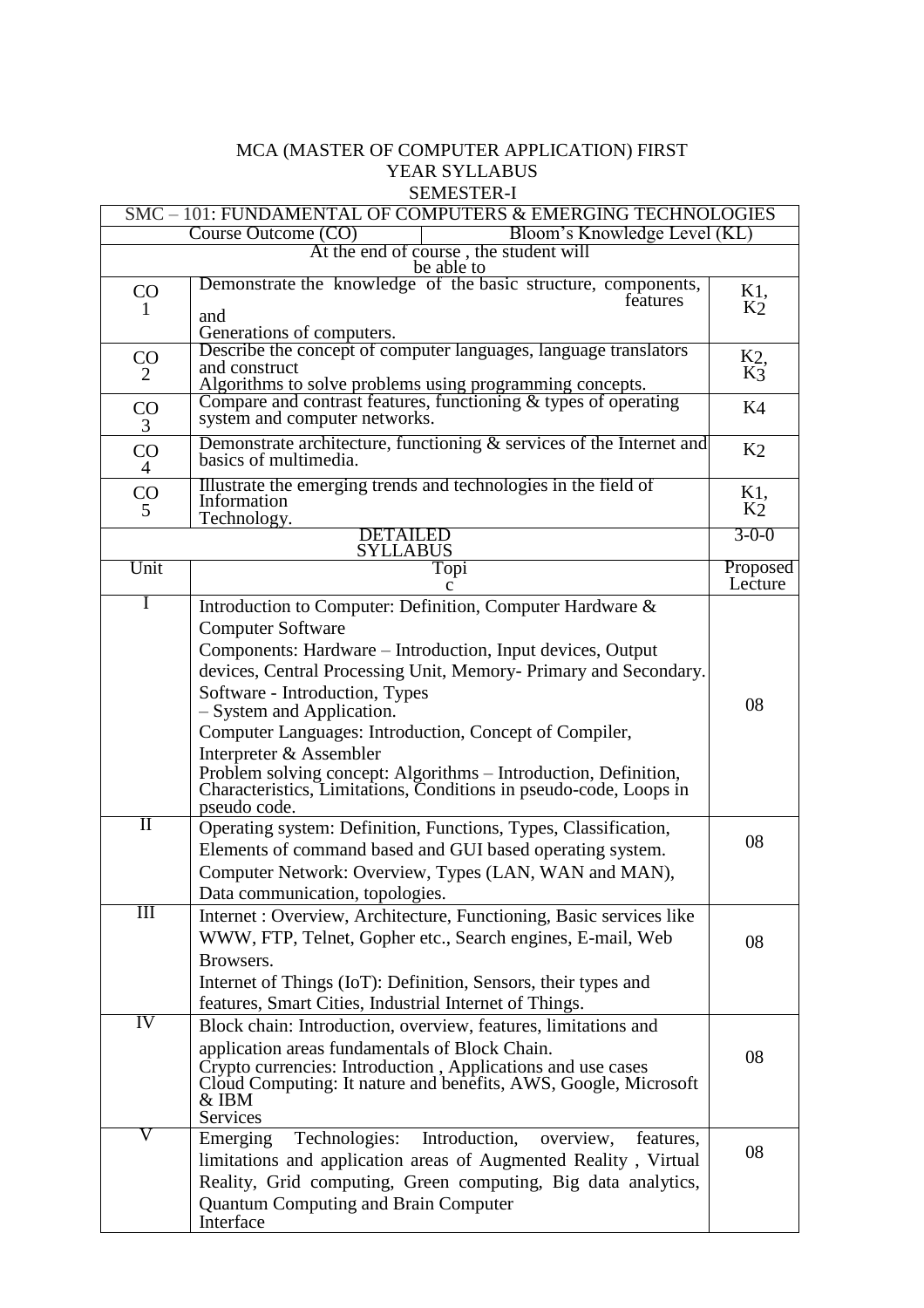# MCA (MASTER OF COMPUTER APPLICATION) FIRST YEAR SYLLABUS

## SEMESTER-I

| SMC – 101: FUNDAMENTAL OF COMPUTERS & EMERGING TECHNOLOGIES | | |
|---|---|---|
| Course Outcome (CO) | Bloom's Knowledge Level (KL) | |
| At the end of course , the student will be able to | | |
| CO 1 | Demonstrate the knowledge of the basic structure, components, features and Generations of computers. | K1, K2 |
| CO 2 | Describe the concept of computer languages, language translators and construct Algorithms to solve problems using programming concepts. | K2, K3 |
| CO 3 | Compare and contrast features, functioning & types of operating system and computer networks. | K4 |
| CO 4 | Demonstrate architecture, functioning & services of the Internet and basics of multimedia. | K2 |
| CO 5 | Illustrate the emerging trends and technologies in the field of Information Technology. | K1, K2 |
| DETAILED SYLLABUS | | 3-0-0 |
| Unit | Topic | Proposed Lecture |
| I | Introduction to Computer: Definition, Computer Hardware & Computer Software<br>Components: Hardware – Introduction, Input devices, Output devices, Central Processing Unit, Memory- Primary and Secondary.<br>Software - Introduction, Types – System and Application.<br>Computer Languages: Introduction, Concept of Compiler, Interpreter & Assembler<br>Problem solving concept: Algorithms – Introduction, Definition, Characteristics, Limitations, Conditions in pseudo-code, Loops in pseudo code. | 08 |
| II | Operating system: Definition, Functions, Types, Classification, Elements of command based and GUI based operating system.<br>Computer Network: Overview, Types (LAN, WAN and MAN), Data communication, topologies. | 08 |
| III | Internet : Overview, Architecture, Functioning, Basic services like WWW, FTP, Telnet, Gopher etc., Search engines, E-mail, Web Browsers.<br>Internet of Things (IoT): Definition, Sensors, their types and features, Smart Cities, Industrial Internet of Things. | 08 |
| IV | Block chain: Introduction, overview, features, limitations and application areas fundamentals of Block Chain.<br>Crypto currencies: Introduction , Applications and use cases<br>Cloud Computing: It nature and benefits, AWS, Google, Microsoft & IBM Services | 08 |
| V | Emerging Technologies: Introduction, overview, features, limitations and application areas of Augmented Reality , Virtual Reality, Grid computing, Green computing, Big data analytics, Quantum Computing and Brain Computer Interface | 08 |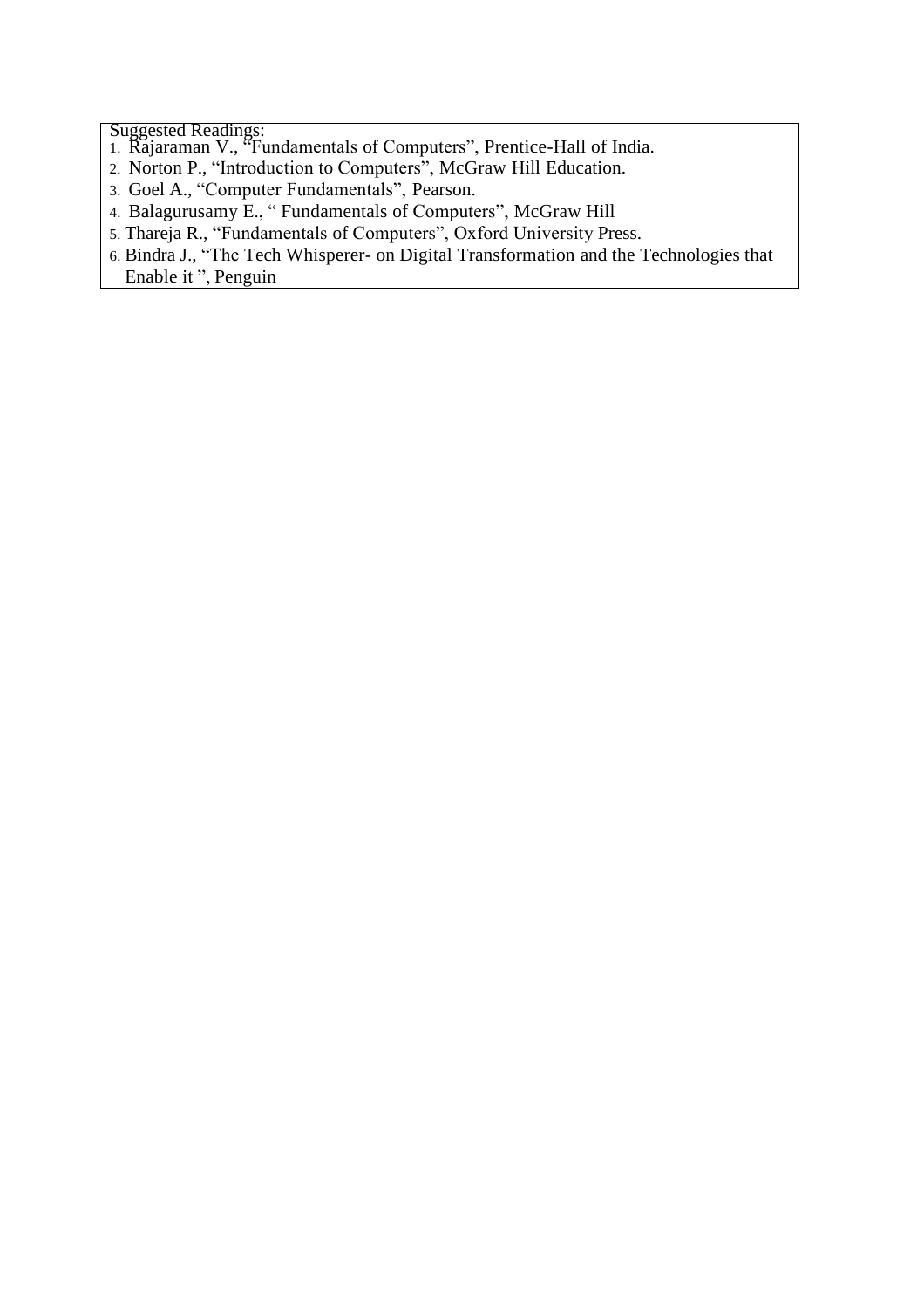Suggested Readings:

1. Rajaraman V., "Fundamentals of Computers", Prentice-Hall of India.
2. Norton P., "Introduction to Computers", McGraw Hill Education.
3. Goel A., "Computer Fundamentals", Pearson.
4. Balagurusamy E., " Fundamentals of Computers", McGraw Hill
5. Thareja R., "Fundamentals of Computers", Oxford University Press.
6. Bindra J., "The Tech Whisperer- on Digital Transformation and the Technologies that Enable it ", Penguin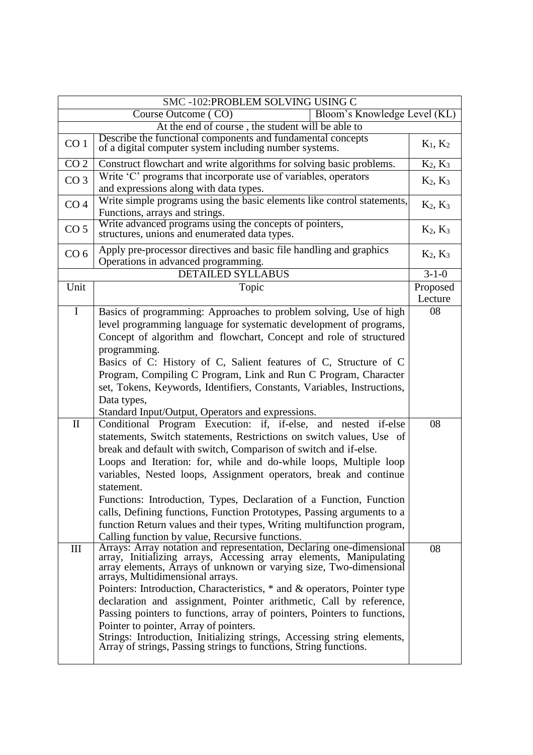| SMC -102:PROBLEM SOLVING USING C | | |
|---|---|---|
| Course Outcome ( CO) | | Bloom's Knowledge Level (KL) |
| At the end of course , the student will be able to | | |
| CO 1 | Describe the functional components and fundamental concepts of a digital computer system including number systems. | $K_1$, $K_2$ |
| CO 2 | Construct flowchart and write algorithms for solving basic problems. | $K_2$, $K_3$ |
| CO 3 | Write 'C' programs that incorporate use of variables, operators and expressions along with data types. | $K_2$, $K_3$ |
| CO 4 | Write simple programs using the basic elements like control statements, Functions, arrays and strings. | $K_2$, $K_3$ |
| CO 5 | Write advanced programs using the concepts of pointers, structures, unions and enumerated data types. | $K_2$, $K_3$ |
| CO 6 | Apply pre-processor directives and basic file handling and graphics Operations in advanced programming. | $K_2$, $K_3$ |
| DETAILED SYLLABUS | | 3-1-0 |
| Unit | Topic | Proposed Lecture |
| I | Basics of programming: Approaches to problem solving, Use of high level programming language for systematic development of programs, Concept of algorithm and flowchart, Concept and role of structured programming.<br>Basics of C: History of C, Salient features of C, Structure of C Program, Compiling C Program, Link and Run C Program, Character set, Tokens, Keywords, Identifiers, Constants, Variables, Instructions, Data types,<br>Standard Input/Output, Operators and expressions. | 08 |
| II | Conditional Program Execution: if, if-else, and nested if-else statements, Switch statements, Restrictions on switch values, Use of break and default with switch, Comparison of switch and if-else.<br>Loops and Iteration: for, while and do-while loops, Multiple loop variables, Nested loops, Assignment operators, break and continue statement.<br>Functions: Introduction, Types, Declaration of a Function, Function calls, Defining functions, Function Prototypes, Passing arguments to a function Return values and their types, Writing multifunction program, Calling function by value, Recursive functions. | 08 |
| III | Arrays: Array notation and representation, Declaring one-dimensional array, Initializing arrays, Accessing array elements, Manipulating array elements, Arrays of unknown or varying size, Two-dimensional arrays, Multidimensional arrays.<br>Pointers: Introduction, Characteristics, * and & operators, Pointer type declaration and assignment, Pointer arithmetic, Call by reference, Passing pointers to functions, array of pointers, Pointers to functions, Pointer to pointer, Array of pointers.<br>Strings: Introduction, Initializing strings, Accessing string elements, Array of strings, Passing strings to functions, String functions. | 08 |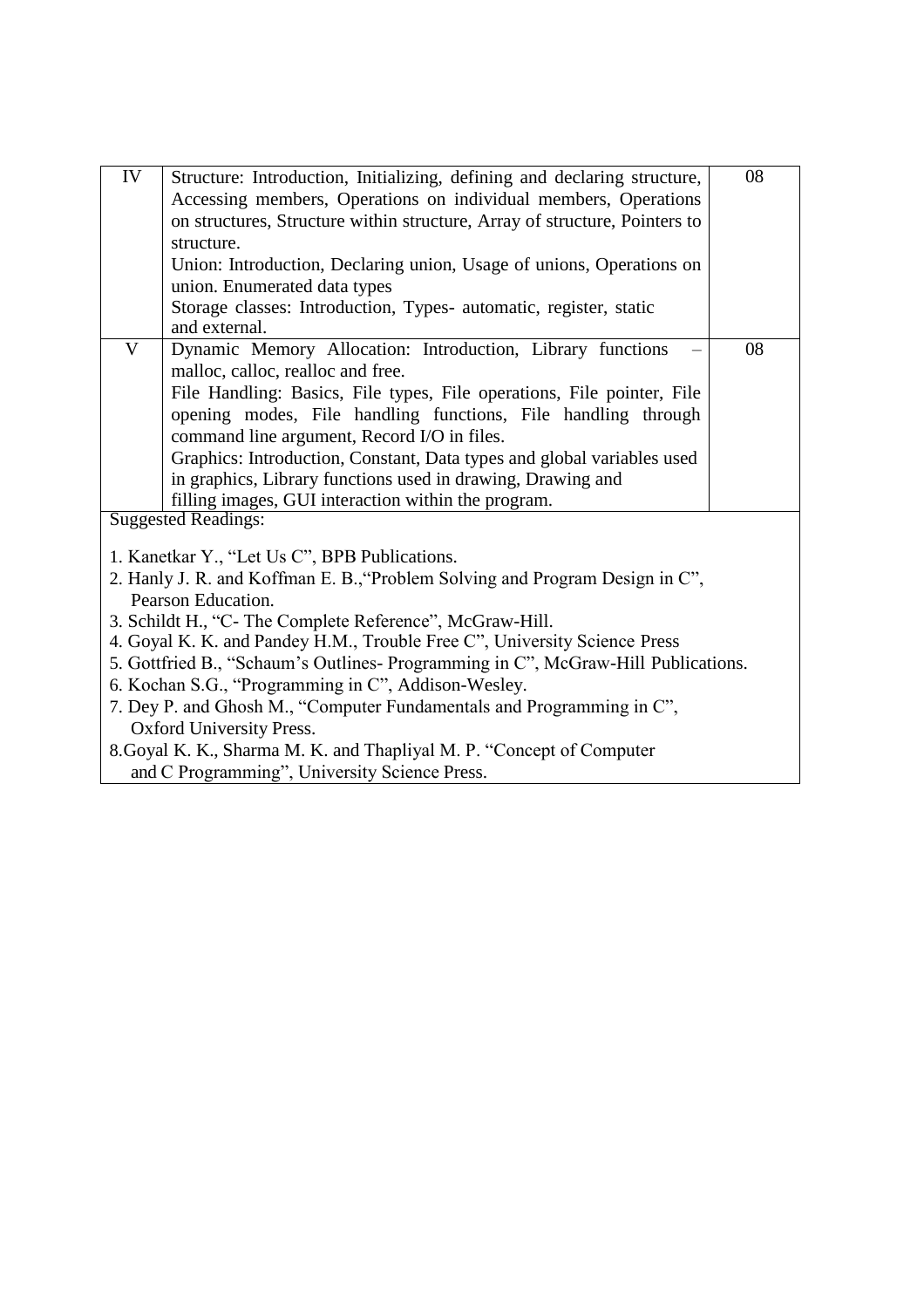| | | |
|---|---|---|
| IV | Structure: Introduction, Initializing, defining and declaring structure, Accessing members, Operations on individual members, Operations on structures, Structure within structure, Array of structure, Pointers to structure.<br>Union: Introduction, Declaring union, Usage of unions, Operations on union. Enumerated data types<br>Storage classes: Introduction, Types- automatic, register, static and external. | 08 |
| V | Dynamic Memory Allocation: Introduction, Library functions – malloc, calloc, realloc and free.<br>File Handling: Basics, File types, File operations, File pointer, File opening modes, File handling functions, File handling through command line argument, Record I/O in files.<br>Graphics: Introduction, Constant, Data types and global variables used in graphics, Library functions used in drawing, Drawing and filling images, GUI interaction within the program. | 08 |

Suggested Readings:

1. Kanetkar Y., "Let Us C", BPB Publications.
2. Hanly J. R. and Koffman E. B.,"Problem Solving and Program Design in C", Pearson Education.
3. Schildt H., "C- The Complete Reference", McGraw-Hill.
4. Goyal K. K. and Pandey H.M., Trouble Free C", University Science Press
5. Gottfried B., "Schaum's Outlines- Programming in C", McGraw-Hill Publications.
6. Kochan S.G., "Programming in C", Addison-Wesley.
7. Dey P. and Ghosh M., "Computer Fundamentals and Programming in C", Oxford University Press.
8. Goyal K. K., Sharma M. K. and Thapliyal M. P. "Concept of Computer and C Programming", University Science Press.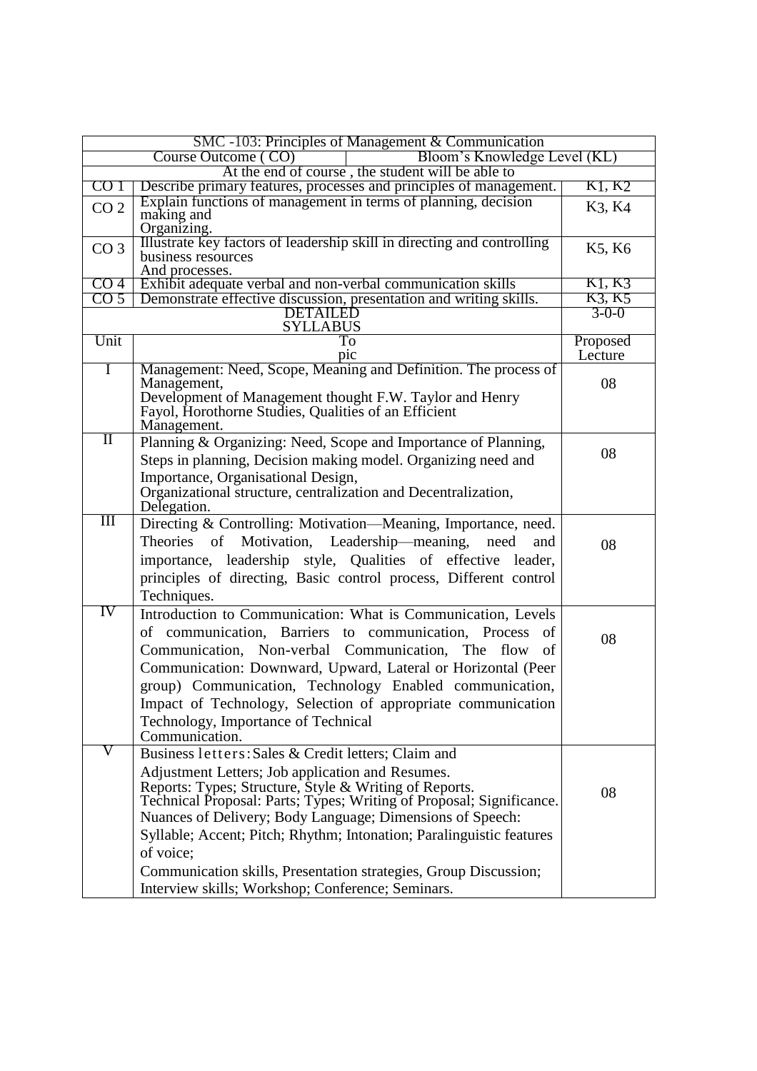| SMC -103: Principles of Management & Communication | | |
|---|---|---|
| Course Outcome ( CO) | | Bloom's Knowledge Level (KL) |
| At the end of course , the student will be able to | | |
| CO 1 | Describe primary features, processes and principles of management. | K1, K2 |
| CO 2 | Explain functions of management in terms of planning, decision making and Organizing. | K3, K4 |
| CO 3 | Illustrate key factors of leadership skill in directing and controlling business resources And processes. | K5, K6 |
| CO 4 | Exhibit adequate verbal and non-verbal communication skills | K1, K3 |
| CO 5 | Demonstrate effective discussion, presentation and writing skills. | K3, K5 |
| DETAILED SYLLABUS | | 3-0-0 |
| Unit | Topic | Proposed Lecture |
| I | Management: Need, Scope, Meaning and Definition. The process of Management, Development of Management thought F.W. Taylor and Henry Fayol, Horothorne Studies, Qualities of an Efficient Management. | 08 |
| II | Planning & Organizing: Need, Scope and Importance of Planning, Steps in planning, Decision making model. Organizing need and Importance, Organisational Design, Organizational structure, centralization and Decentralization, Delegation. | 08 |
| III | Directing & Controlling: Motivation—Meaning, Importance, need. Theories of Motivation, Leadership—meaning, need and importance, leadership style, Qualities of effective leader, principles of directing, Basic control process, Different control Techniques. | 08 |
| IV | Introduction to Communication: What is Communication, Levels of communication, Barriers to communication, Process of Communication, Non-verbal Communication, The flow of Communication: Downward, Upward, Lateral or Horizontal (Peer group) Communication, Technology Enabled communication, Impact of Technology, Selection of appropriate communication Technology, Importance of Technical Communication. | 08 |
| V | Business letters: Sales & Credit letters; Claim and Adjustment Letters; Job application and Resumes. Reports: Types; Structure, Style & Writing of Reports. Technical Proposal: Parts; Types; Writing of Proposal; Significance. Nuances of Delivery; Body Language; Dimensions of Speech: Syllable; Accent; Pitch; Rhythm; Intonation; Paralinguistic features of voice; Communication skills, Presentation strategies, Group Discussion; Interview skills; Workshop; Conference; Seminars. | 08 |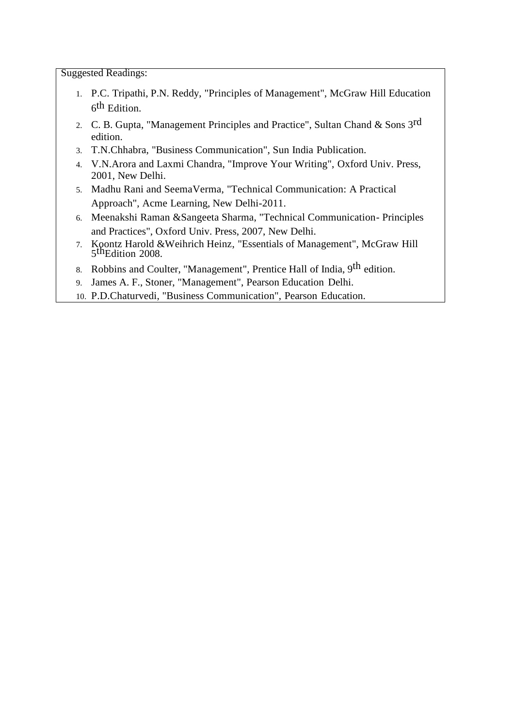Suggested Readings:

1. P.C. Tripathi, P.N. Reddy, "Principles of Management", McGraw Hill Education 6th Edition.
2. C. B. Gupta, "Management Principles and Practice", Sultan Chand & Sons 3rd edition.
3. T.N.Chhabra, "Business Communication", Sun India Publication.
4. V.N.Arora and Laxmi Chandra, "Improve Your Writing", Oxford Univ. Press, 2001, New Delhi.
5. Madhu Rani and SeemaVerma, "Technical Communication: A Practical Approach", Acme Learning, New Delhi-2011.
6. Meenakshi Raman &Sangeeta Sharma, "Technical Communication- Principles and Practices", Oxford Univ. Press, 2007, New Delhi.
7. Koontz Harold &Weihrich Heinz, "Essentials of Management", McGraw Hill 5thEdition 2008.
8. Robbins and Coulter, "Management", Prentice Hall of India, 9th edition.
9. James A. F., Stoner, "Management", Pearson Education Delhi.
10. P.D.Chaturvedi, "Business Communication", Pearson Education.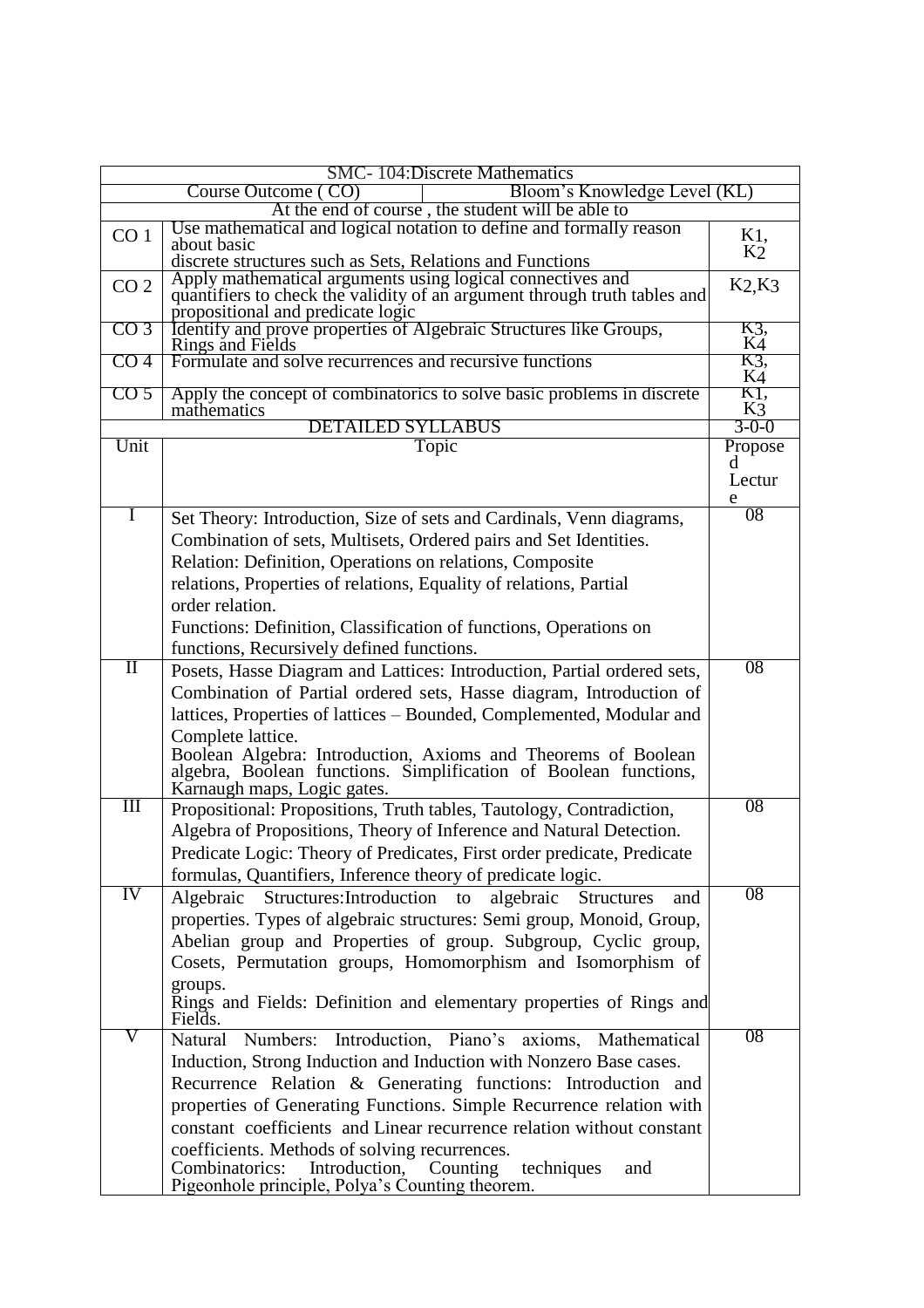| SMC- 104:Discrete Mathematics | | |
|---|---|---|
| Course Outcome ( CO) | Bloom's Knowledge Level (KL) | |
| At the end of course , the student will be able to | | |
| CO 1 | Use mathematical and logical notation to define and formally reason about basic discrete structures such as Sets, Relations and Functions | K1, K2 |
| CO 2 | Apply mathematical arguments using logical connectives and quantifiers to check the validity of an argument through truth tables and propositional and predicate logic | K2,K3 |
| CO 3 | Identify and prove properties of Algebraic Structures like Groups, Rings and Fields | K3, K4 |
| CO 4 | Formulate and solve recurrences and recursive functions | K3, K4 |
| CO 5 | Apply the concept of combinatorics to solve basic problems in discrete mathematics | K1, K3 |
| DETAILED SYLLABUS | | 3-0-0 |
| Unit | Topic | Proposed Lecture |
| I | Set Theory: Introduction, Size of sets and Cardinals, Venn diagrams, Combination of sets, Multisets, Ordered pairs and Set Identities. Relation: Definition, Operations on relations, Composite relations, Properties of relations, Equality of relations, Partial order relation. Functions: Definition, Classification of functions, Operations on functions, Recursively defined functions. | 08 |
| II | Posets, Hasse Diagram and Lattices: Introduction, Partial ordered sets, Combination of Partial ordered sets, Hasse diagram, Introduction of lattices, Properties of lattices – Bounded, Complemented, Modular and Complete lattice. Boolean Algebra: Introduction, Axioms and Theorems of Boolean algebra, Boolean functions. Simplification of Boolean functions, Karnaugh maps, Logic gates. | 08 |
| III | Propositional: Propositions, Truth tables, Tautology, Contradiction, Algebra of Propositions, Theory of Inference and Natural Detection. Predicate Logic: Theory of Predicates, First order predicate, Predicate formulas, Quantifiers, Inference theory of predicate logic. | 08 |
| IV | Algebraic Structures:Introduction to algebraic Structures and properties. Types of algebraic structures: Semi group, Monoid, Group, Abelian group and Properties of group. Subgroup, Cyclic group, Cosets, Permutation groups, Homomorphism and Isomorphism of groups. Rings and Fields: Definition and elementary properties of Rings and Fields. | 08 |
| V | Natural Numbers: Introduction, Piano's axioms, Mathematical Induction, Strong Induction and Induction with Nonzero Base cases. Recurrence Relation & Generating functions: Introduction and properties of Generating Functions. Simple Recurrence relation with constant coefficients and Linear recurrence relation without constant coefficients. Methods of solving recurrences. Combinatorics: Introduction, Counting techniques and Pigeonhole principle, Polya's Counting theorem. | 08 |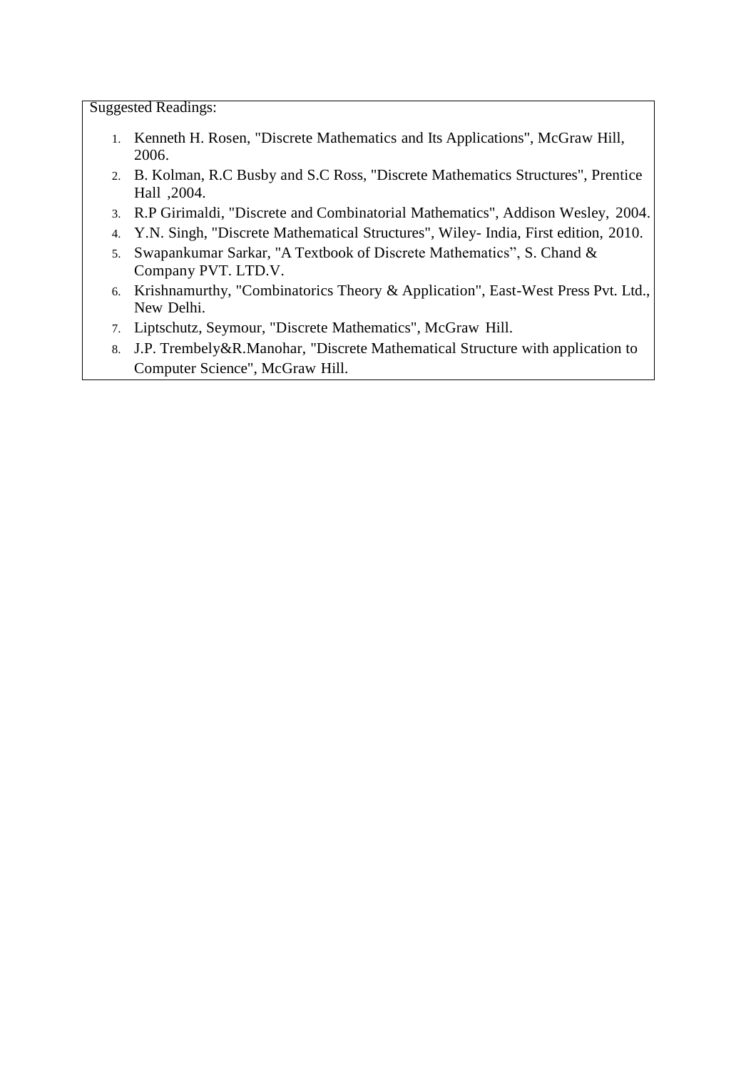Suggested Readings:

1. Kenneth H. Rosen, "Discrete Mathematics and Its Applications", McGraw Hill, 2006.
2. B. Kolman, R.C Busby and S.C Ross, "Discrete Mathematics Structures", Prentice Hall ,2004.
3. R.P Girimaldi, "Discrete and Combinatorial Mathematics", Addison Wesley, 2004.
4. Y.N. Singh, "Discrete Mathematical Structures", Wiley- India, First edition, 2010.
5. Swapankumar Sarkar, "A Textbook of Discrete Mathematics", S. Chand & Company PVT. LTD.V.
6. Krishnamurthy, "Combinatorics Theory & Application", East-West Press Pvt. Ltd., New Delhi.
7. Liptschutz, Seymour, "Discrete Mathematics", McGraw Hill.
8. J.P. Trembely&R.Manohar, "Discrete Mathematical Structure with application to Computer Science", McGraw Hill.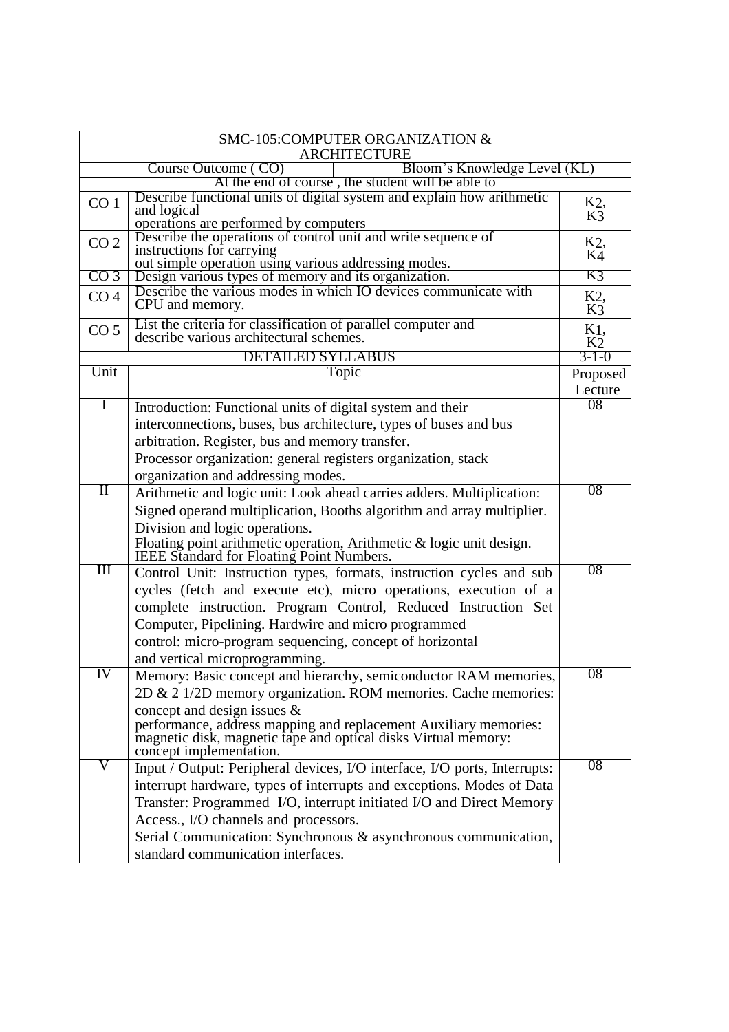| SMC-105:COMPUTER ORGANIZATION & ARCHITECTURE | | |
|---|---|---|
| Course Outcome ( CO) | Bloom's Knowledge Level (KL) | |
| At the end of course , the student will be able to | | |
| CO 1 | Describe functional units of digital system and explain how arithmetic and logical operations are performed by computers | K2, K3 |
| CO 2 | Describe the operations of control unit and write sequence of instructions for carrying out simple operation using various addressing modes. | K2, K4 |
| CO 3 | Design various types of memory and its organization. | K3 |
| CO 4 | Describe the various modes in which IO devices communicate with CPU and memory. | K2, K3 |
| CO 5 | List the criteria for classification of parallel computer and describe various architectural schemes. | K1, K2 |
| DETAILED SYLLABUS | | 3-1-0 |
| Unit | Topic | Proposed Lecture |
| I | Introduction: Functional units of digital system and their interconnections, buses, bus architecture, types of buses and bus arbitration. Register, bus and memory transfer. Processor organization: general registers organization, stack organization and addressing modes. | 08 |
| II | Arithmetic and logic unit: Look ahead carries adders. Multiplication: Signed operand multiplication, Booths algorithm and array multiplier. Division and logic operations. Floating point arithmetic operation, Arithmetic & logic unit design. IEEE Standard for Floating Point Numbers. | 08 |
| III | Control Unit: Instruction types, formats, instruction cycles and sub cycles (fetch and execute etc), micro operations, execution of a complete instruction. Program Control, Reduced Instruction Set Computer, Pipelining. Hardwire and micro programmed control: micro-program sequencing, concept of horizontal and vertical microprogramming. | 08 |
| IV | Memory: Basic concept and hierarchy, semiconductor RAM memories, 2D & 2 1/2D memory organization. ROM memories. Cache memories: concept and design issues & performance, address mapping and replacement Auxiliary memories: magnetic disk, magnetic tape and optical disks Virtual memory: concept implementation. | 08 |
| V | Input / Output: Peripheral devices, I/O interface, I/O ports, Interrupts: interrupt hardware, types of interrupts and exceptions. Modes of Data Transfer: Programmed I/O, interrupt initiated I/O and Direct Memory Access., I/O channels and processors. Serial Communication: Synchronous & asynchronous communication, standard communication interfaces. | 08 |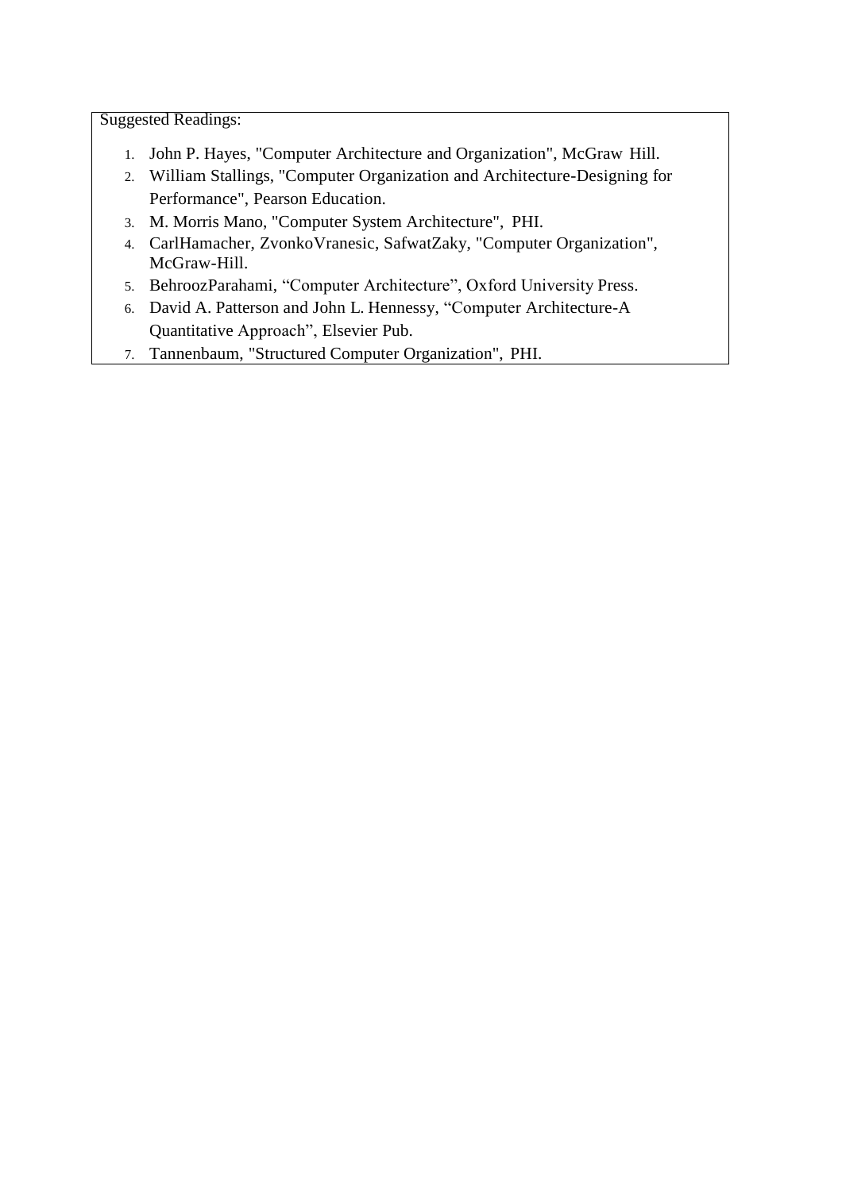Suggested Readings:

1. John P. Hayes, "Computer Architecture and Organization", McGraw Hill.
2. William Stallings, "Computer Organization and Architecture-Designing for Performance", Pearson Education.
3. M. Morris Mano, "Computer System Architecture", PHI.
4. CarlHamacher, ZvonkoVranesic, SafwatZaky, "Computer Organization", McGraw-Hill.
5. BehroozParahami, “Computer Architecture”, Oxford University Press.
6. David A. Patterson and John L. Hennessy, “Computer Architecture-A Quantitative Approach”, Elsevier Pub.
7. Tannenbaum, "Structured Computer Organization", PHI.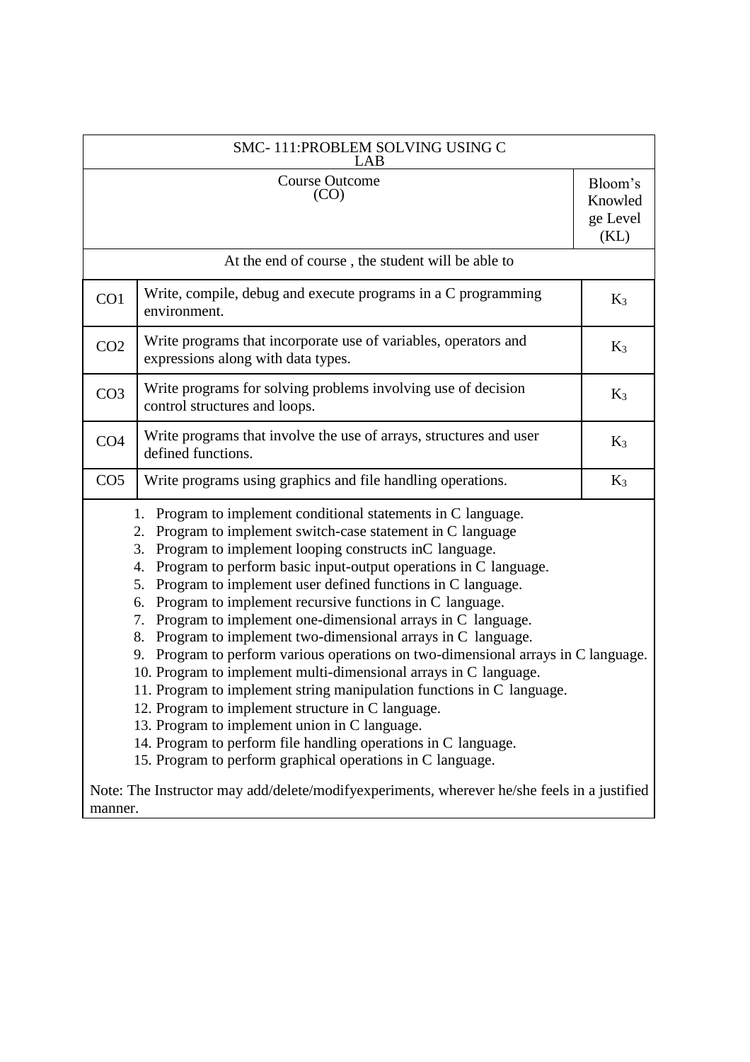| SMC- 111:PROBLEM SOLVING USING C LAB | | |
|---|---|---|
| Course Outcome (CO) | | Bloom's Knowledge Level (KL) |
| At the end of course , the student will be able to | | |
| CO1 | Write, compile, debug and execute programs in a C programming environment. | $K_3$ |
| CO2 | Write programs that incorporate use of variables, operators and expressions along with data types. | $K_3$ |
| CO3 | Write programs for solving problems involving use of decision control structures and loops. | $K_3$ |
| CO4 | Write programs that involve the use of arrays, structures and user defined functions. | $K_3$ |
| CO5 | Write programs using graphics and file handling operations. | $K_3$ |

1. Program to implement conditional statements in C language.
2. Program to implement switch-case statement in C language
3. Program to implement looping constructs inC language.
4. Program to perform basic input-output operations in C language.
5. Program to implement user defined functions in C language.
6. Program to implement recursive functions in C language.
7. Program to implement one-dimensional arrays in C language.
8. Program to implement two-dimensional arrays in C language.
9. Program to perform various operations on two-dimensional arrays in C language.
10. Program to implement multi-dimensional arrays in C language.
11. Program to implement string manipulation functions in C language.
12. Program to implement structure in C language.
13. Program to implement union in C language.
14. Program to perform file handling operations in C language.
15. Program to perform graphical operations in C language.

Note: The Instructor may add/delete/modifyexperiments, wherever he/she feels in a justified manner.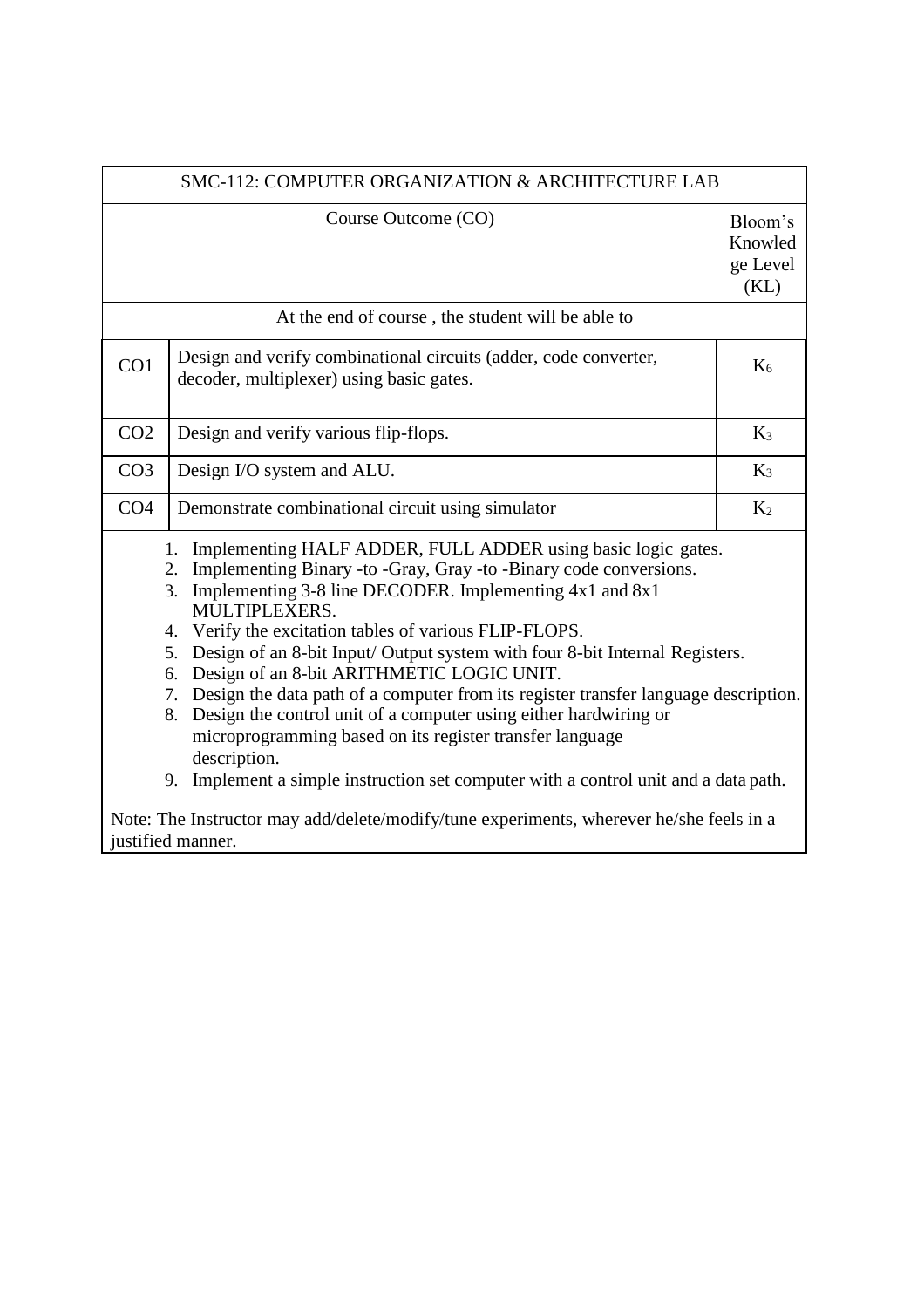| SMC-112: COMPUTER ORGANIZATION & ARCHITECTURE LAB | | |
|---|---|---|
| Course Outcome (CO) | | Bloom's Knowledge Level (KL) |
| At the end of course , the student will be able to | | |
| CO1 | Design and verify combinational circuits (adder, code converter, decoder, multiplexer) using basic gates. | $K_6$ |
| CO2 | Design and verify various flip-flops. | $K_3$ |
| CO3 | Design I/O system and ALU. | $K_3$ |
| CO4 | Demonstrate combinational circuit using simulator | $K_2$ |

1. Implementing HALF ADDER, FULL ADDER using basic logic gates.
2. Implementing Binary -to -Gray, Gray -to -Binary code conversions.
3. Implementing 3-8 line DECODER. Implementing 4x1 and 8x1 MULTIPLEXERS.
4. Verify the excitation tables of various FLIP-FLOPS.
5. Design of an 8-bit Input/ Output system with four 8-bit Internal Registers.
6. Design of an 8-bit ARITHMETIC LOGIC UNIT.
7. Design the data path of a computer from its register transfer language description.
8. Design the control unit of a computer using either hardwiring or microprogramming based on its register transfer language description.
9. Implement a simple instruction set computer with a control unit and a data path.

Note: The Instructor may add/delete/modify/tune experiments, wherever he/she feels in a justified manner.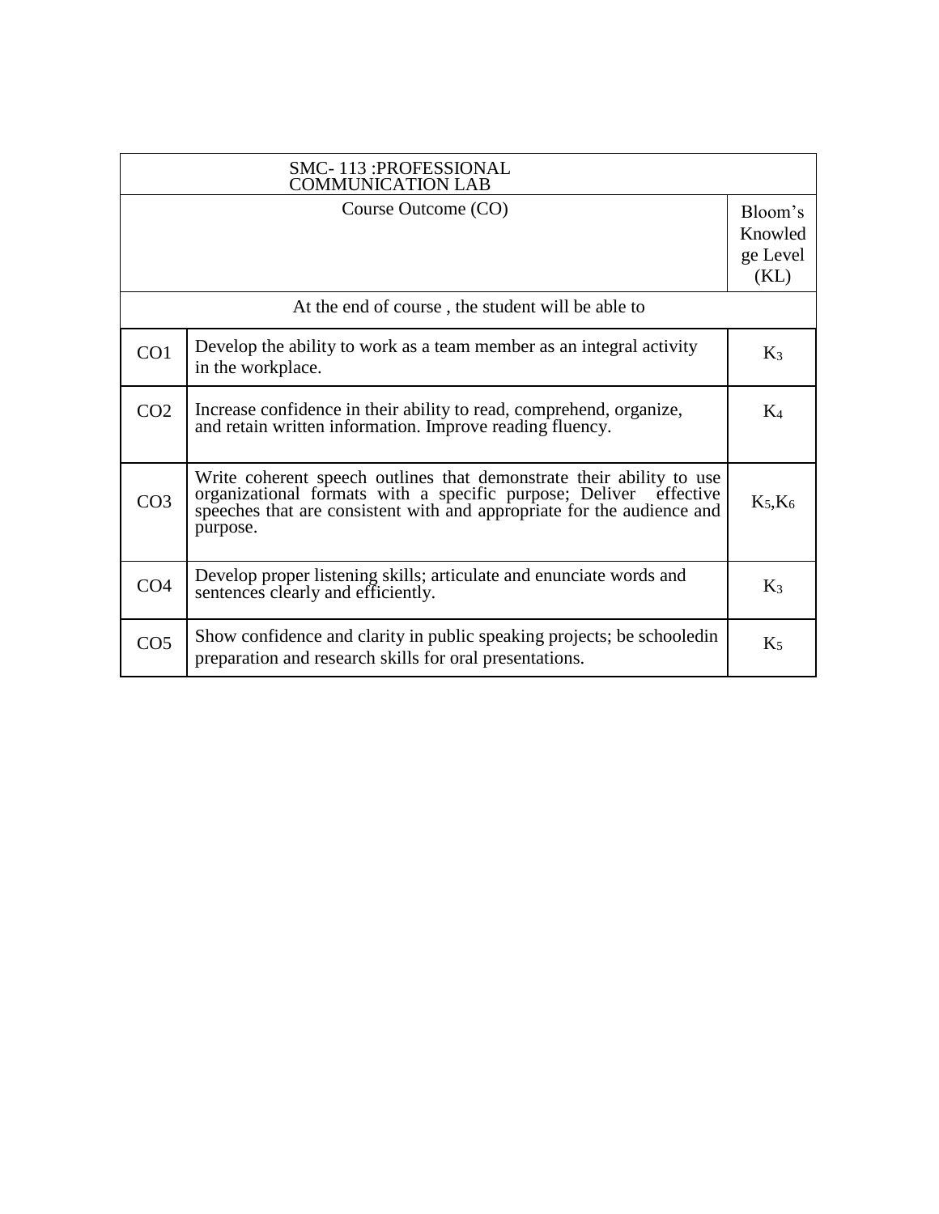| SMC- 113 :PROFESSIONAL COMMUNICATION LAB | | |
|---|---|---|
| Course Outcome (CO) | | Bloom's Knowledge Level (KL) |
| At the end of course , the student will be able to | | |
| CO1 | Develop the ability to work as a team member as an integral activity in the workplace. | $K_3$ |
| CO2 | Increase confidence in their ability to read, comprehend, organize, and retain written information. Improve reading fluency. | $K_4$ |
| CO3 | Write coherent speech outlines that demonstrate their ability to use organizational formats with a specific purpose; Deliver effective speeches that are consistent with and appropriate for the audience and purpose. | $K_5$,$K_6$ |
| CO4 | Develop proper listening skills; articulate and enunciate words and sentences clearly and efficiently. | $K_3$ |
| CO5 | Show confidence and clarity in public speaking projects; be schooledin preparation and research skills for oral presentations. | $K_5$ |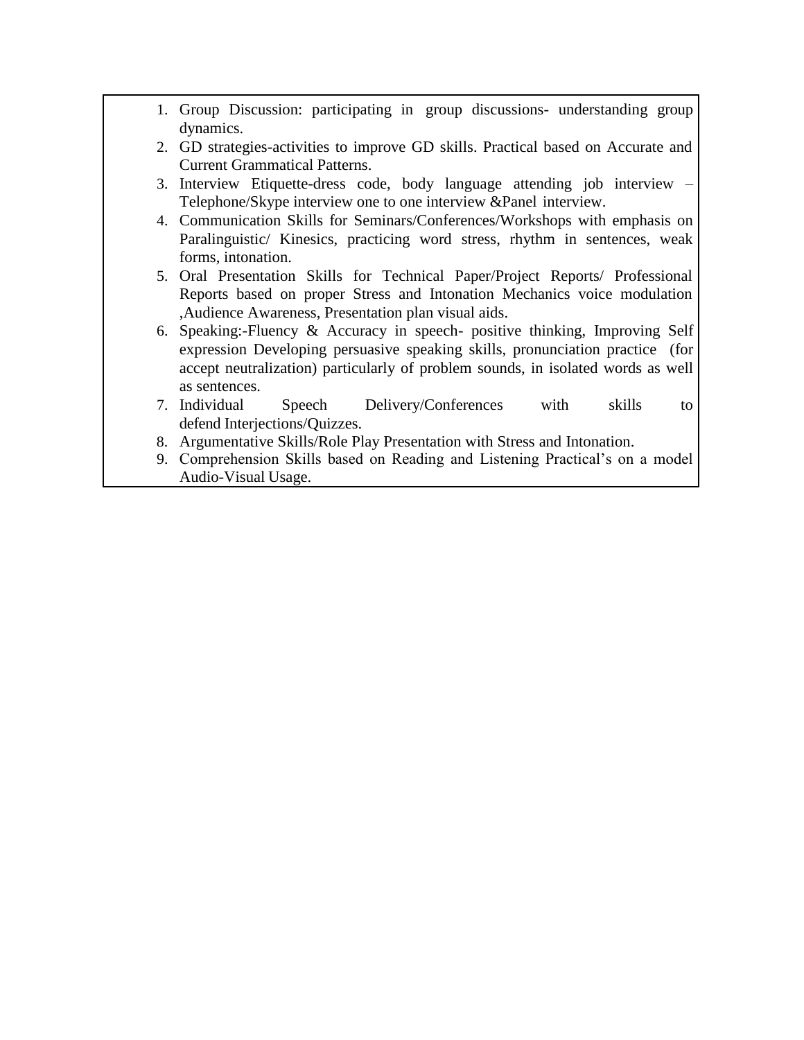1. Group Discussion: participating in group discussions- understanding group dynamics.
2. GD strategies-activities to improve GD skills. Practical based on Accurate and Current Grammatical Patterns.
3. Interview Etiquette-dress code, body language attending job interview – Telephone/Skype interview one to one interview &Panel interview.
4. Communication Skills for Seminars/Conferences/Workshops with emphasis on Paralinguistic/ Kinesics, practicing word stress, rhythm in sentences, weak forms, intonation.
5. Oral Presentation Skills for Technical Paper/Project Reports/ Professional Reports based on proper Stress and Intonation Mechanics voice modulation ,Audience Awareness, Presentation plan visual aids.
6. Speaking:-Fluency & Accuracy in speech- positive thinking, Improving Self expression Developing persuasive speaking skills, pronunciation practice (for accept neutralization) particularly of problem sounds, in isolated words as well as sentences.
7. Individual Speech Delivery/Conferences with skills to defend Interjections/Quizzes.
8. Argumentative Skills/Role Play Presentation with Stress and Intonation.
9. Comprehension Skills based on Reading and Listening Practical's on a model Audio-Visual Usage.